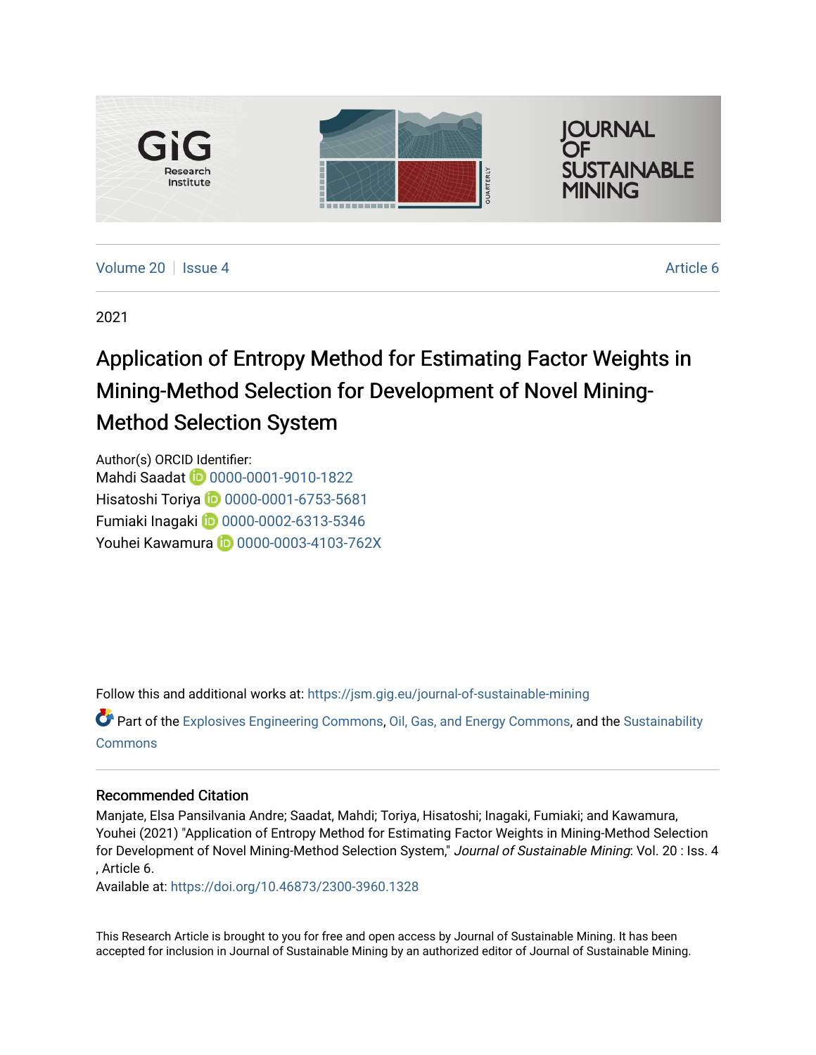Volume 20 | Issue 4 Article 6

2021

# Application of Entropy Method for Estimating Factor Weights in Mining-Method Selection for Development of Novel Mining-Method Selection System

Author(s) ORCID Identifier:
Mahdi Saadat 0000-0001-9010-1822
Hisatoshi Toriya 0000-0001-6753-5681
Fumiaki Inagaki 0000-0002-6313-5346
Youhei Kawamura 0000-0003-4103-762X

Follow this and additional works at: https://jsm.gig.eu/journal-of-sustainable-mining

Part of the Explosives Engineering Commons, Oil, Gas, and Energy Commons, and the Sustainability Commons

## Recommended Citation

Manjate, Elsa Pansilvania Andre; Saadat, Mahdi; Toriya, Hisatoshi; Inagaki, Fumiaki; and Kawamura, Youhei (2021) "Application of Entropy Method for Estimating Factor Weights in Mining-Method Selection for Development of Novel Mining-Method Selection System," *Journal of Sustainable Mining*: Vol. 20 : Iss. 4 , Article 6.
Available at: https://doi.org/10.46873/2300-3960.1328

This Research Article is brought to you for free and open access by Journal of Sustainable Mining. It has been accepted for inclusion in Journal of Sustainable Mining by an authorized editor of Journal of Sustainable Mining.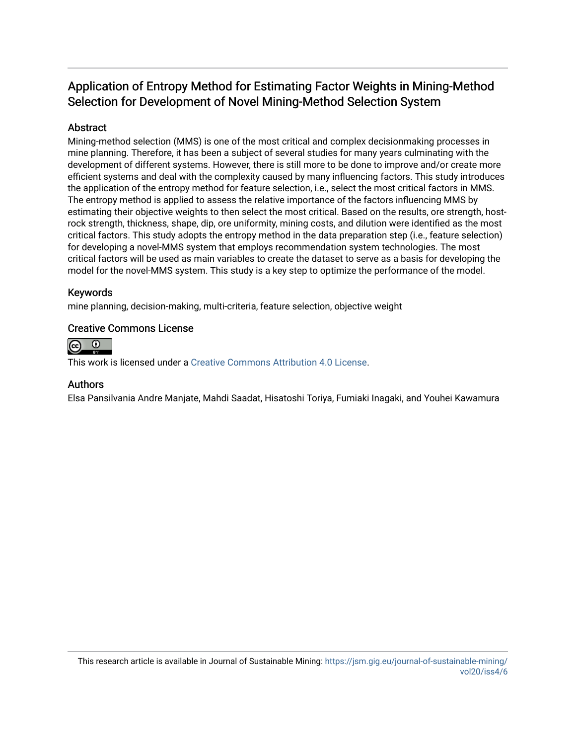# Application of Entropy Method for Estimating Factor Weights in Mining-Method Selection for Development of Novel Mining-Method Selection System

## Abstract

Mining-method selection (MMS) is one of the most critical and complex decisionmaking processes in mine planning. Therefore, it has been a subject of several studies for many years culminating with the development of different systems. However, there is still more to be done to improve and/or create more efficient systems and deal with the complexity caused by many influencing factors. This study introduces the application of the entropy method for feature selection, i.e., select the most critical factors in MMS. The entropy method is applied to assess the relative importance of the factors influencing MMS by estimating their objective weights to then select the most critical. Based on the results, ore strength, host-rock strength, thickness, shape, dip, ore uniformity, mining costs, and dilution were identified as the most critical factors. This study adopts the entropy method in the data preparation step (i.e., feature selection) for developing a novel-MMS system that employs recommendation system technologies. The most critical factors will be used as main variables to create the dataset to serve as a basis for developing the model for the novel-MMS system. This study is a key step to optimize the performance of the model.

## Keywords

mine planning, decision-making, multi-criteria, feature selection, objective weight

## Creative Commons License

This work is licensed under a Creative Commons Attribution 4.0 License.

## Authors

Elsa Pansilvania Andre Manjate, Mahdi Saadat, Hisatoshi Toriya, Fumiaki Inagaki, and Youhei Kawamura

This research article is available in Journal of Sustainable Mining: https://jsm.gig.eu/journal-of-sustainable-mining/vol20/iss4/6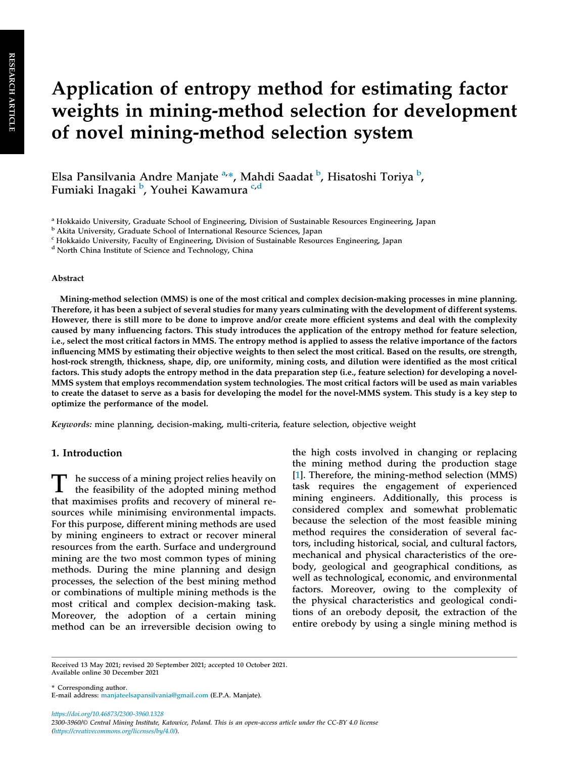# Application of entropy method for estimating factor weights in mining-method selection for development of novel mining-method selection system

Elsa Pansilvania Andre Manjate [a,*], Mahdi Saadat [b], Hisatoshi Toriya [b], Fumiaki Inagaki [b], Youhei Kawamura [c,d]

[a] Hokkaido University, Graduate School of Engineering, Division of Sustainable Resources Engineering, Japan
[b] Akita University, Graduate School of International Resource Sciences, Japan
[c] Hokkaido University, Faculty of Engineering, Division of Sustainable Resources Engineering, Japan
[d] North China Institute of Science and Technology, China

### Abstract

**Mining-method selection (MMS) is one of the most critical and complex decision-making processes in mine planning. Therefore, it has been a subject of several studies for many years culminating with the development of different systems. However, there is still more to be done to improve and/or create more efficient systems and deal with the complexity caused by many influencing factors. This study introduces the application of the entropy method for feature selection, i.e., select the most critical factors in MMS. The entropy method is applied to assess the relative importance of the factors influencing MMS by estimating their objective weights to then select the most critical. Based on the results, ore strength, host-rock strength, thickness, shape, dip, ore uniformity, mining costs, and dilution were identified as the most critical factors. This study adopts the entropy method in the data preparation step (i.e., feature selection) for developing a novel-MMS system that employs recommendation system technologies. The most critical factors will be used as main variables to create the dataset to serve as a basis for developing the model for the novel-MMS system. This study is a key step to optimize the performance of the model.**

*Keywords:* mine planning, decision-making, multi-criteria, feature selection, objective weight

## 1. Introduction

The success of a mining project relies heavily on the feasibility of the adopted mining method that maximises profits and recovery of mineral resources while minimising environmental impacts. For this purpose, different mining methods are used by mining engineers to extract or recover mineral resources from the earth. Surface and underground mining are the two most common types of mining methods. During the mine planning and design processes, the selection of the best mining method or combinations of multiple mining methods is the most critical and complex decision-making task. Moreover, the adoption of a certain mining method can be an irreversible decision owing to the high costs involved in changing or replacing the mining method during the production stage [1]. Therefore, the mining-method selection (MMS) task requires the engagement of experienced mining engineers. Additionally, this process is considered complex and somewhat problematic because the selection of the most feasible mining method requires the consideration of several factors, including historical, social, and cultural factors, mechanical and physical characteristics of the orebody, geological and geographical conditions, as well as technological, economic, and environmental factors. Moreover, owing to the complexity of the physical characteristics and geological conditions of an orebody deposit, the extraction of the entire orebody by using a single mining method is

Received 13 May 2021; revised 20 September 2021; accepted 10 October 2021.
Available online 30 December 2021

* Corresponding author.
E-mail address: manjateelsapansilvania@gmail.com (E.P.A. Manjate).

https://doi.org/10.46873/2300-3960.1328
2300-3960/© Central Mining Institute, Katowice, Poland. This is an open-access article under the CC-BY 4.0 license (https://creativecommons.org/licenses/by/4.0/).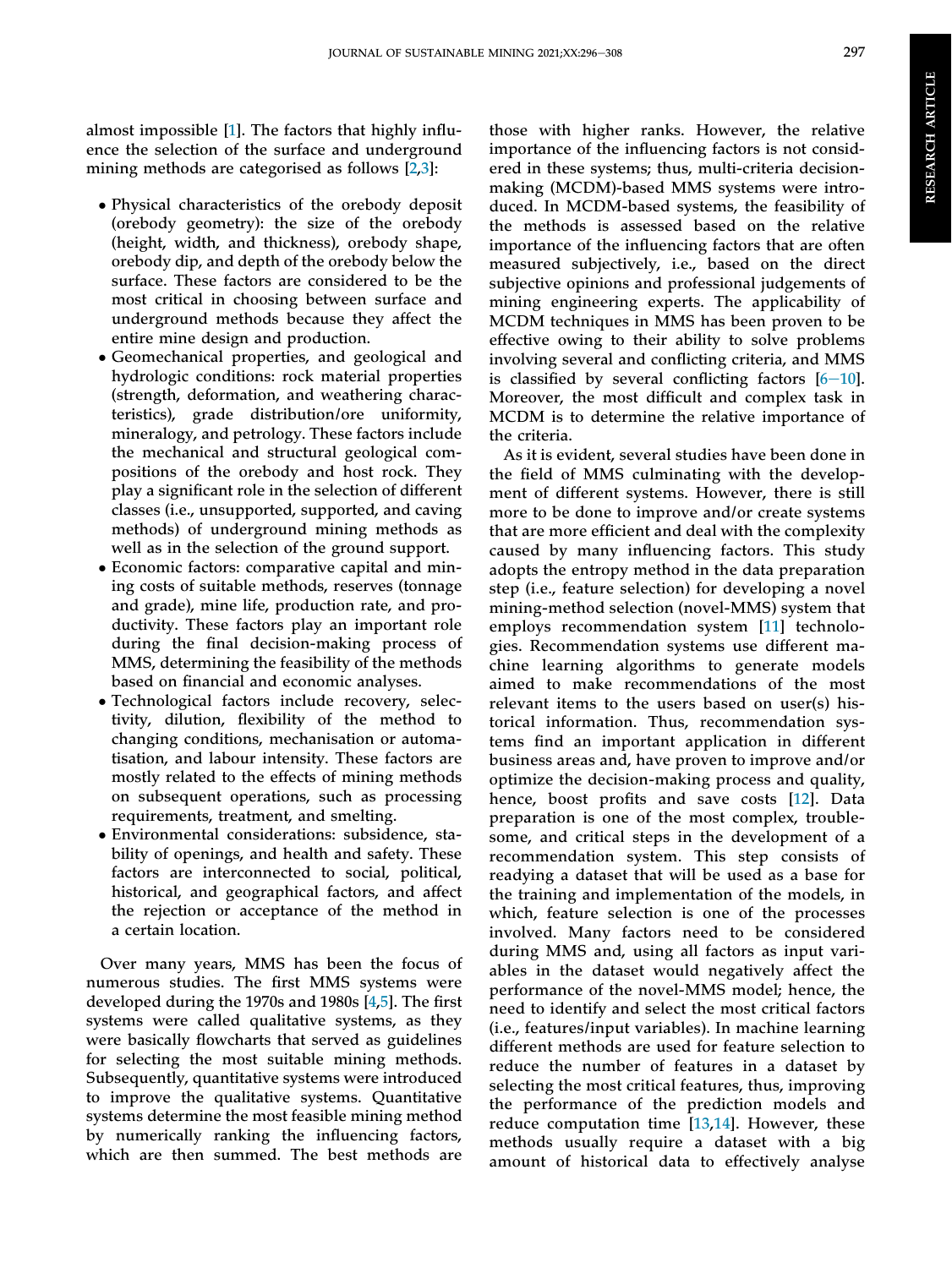almost impossible [1]. The factors that highly influence the selection of the surface and underground mining methods are categorised as follows [2,3]:

- Physical characteristics of the orebody deposit (orebody geometry): the size of the orebody (height, width, and thickness), orebody shape, orebody dip, and depth of the orebody below the surface. These factors are considered to be the most critical in choosing between surface and underground methods because they affect the entire mine design and production.
- Geomechanical properties, and geological and hydrologic conditions: rock material properties (strength, deformation, and weathering characteristics), grade distribution/ore uniformity, mineralogy, and petrology. These factors include the mechanical and structural geological compositions of the orebody and host rock. They play a significant role in the selection of different classes (i.e., unsupported, supported, and caving methods) of underground mining methods as well as in the selection of the ground support.
- Economic factors: comparative capital and mining costs of suitable methods, reserves (tonnage and grade), mine life, production rate, and productivity. These factors play an important role during the final decision-making process of MMS, determining the feasibility of the methods based on financial and economic analyses.
- Technological factors include recovery, selectivity, dilution, flexibility of the method to changing conditions, mechanisation or automatisation, and labour intensity. These factors are mostly related to the effects of mining methods on subsequent operations, such as processing requirements, treatment, and smelting.
- Environmental considerations: subsidence, stability of openings, and health and safety. These factors are interconnected to social, political, historical, and geographical factors, and affect the rejection or acceptance of the method in a certain location.

Over many years, MMS has been the focus of numerous studies. The first MMS systems were developed during the 1970s and 1980s [4,5]. The first systems were called qualitative systems, as they were basically flowcharts that served as guidelines for selecting the most suitable mining methods. Subsequently, quantitative systems were introduced to improve the qualitative systems. Quantitative systems determine the most feasible mining method by numerically ranking the influencing factors, which are then summed. The best methods are those with higher ranks. However, the relative importance of the influencing factors is not considered in these systems; thus, multi-criteria decision-making (MCDM)-based MMS systems were introduced. In MCDM-based systems, the feasibility of the methods is assessed based on the relative importance of the influencing factors that are often measured subjectively, i.e., based on the direct subjective opinions and professional judgements of mining engineering experts. The applicability of MCDM techniques in MMS has been proven to be effective owing to their ability to solve problems involving several and conflicting criteria, and MMS is classified by several conflicting factors [6–10]. Moreover, the most difficult and complex task in MCDM is to determine the relative importance of the criteria.

As it is evident, several studies have been done in the field of MMS culminating with the development of different systems. However, there is still more to be done to improve and/or create systems that are more efficient and deal with the complexity caused by many influencing factors. This study adopts the entropy method in the data preparation step (i.e., feature selection) for developing a novel mining-method selection (novel-MMS) system that employs recommendation system [11] technologies. Recommendation systems use different machine learning algorithms to generate models aimed to make recommendations of the most relevant items to the users based on user(s) historical information. Thus, recommendation systems find an important application in different business areas and, have proven to improve and/or optimize the decision-making process and quality, hence, boost profits and save costs [12]. Data preparation is one of the most complex, troublesome, and critical steps in the development of a recommendation system. This step consists of readying a dataset that will be used as a base for the training and implementation of the models, in which, feature selection is one of the processes involved. Many factors need to be considered during MMS and, using all factors as input variables in the dataset would negatively affect the performance of the novel-MMS model; hence, the need to identify and select the most critical factors (i.e., features/input variables). In machine learning different methods are used for feature selection to reduce the number of features in a dataset by selecting the most critical features, thus, improving the performance of the prediction models and reduce computation time [13,14]. However, these methods usually require a dataset with a big amount of historical data to effectively analyse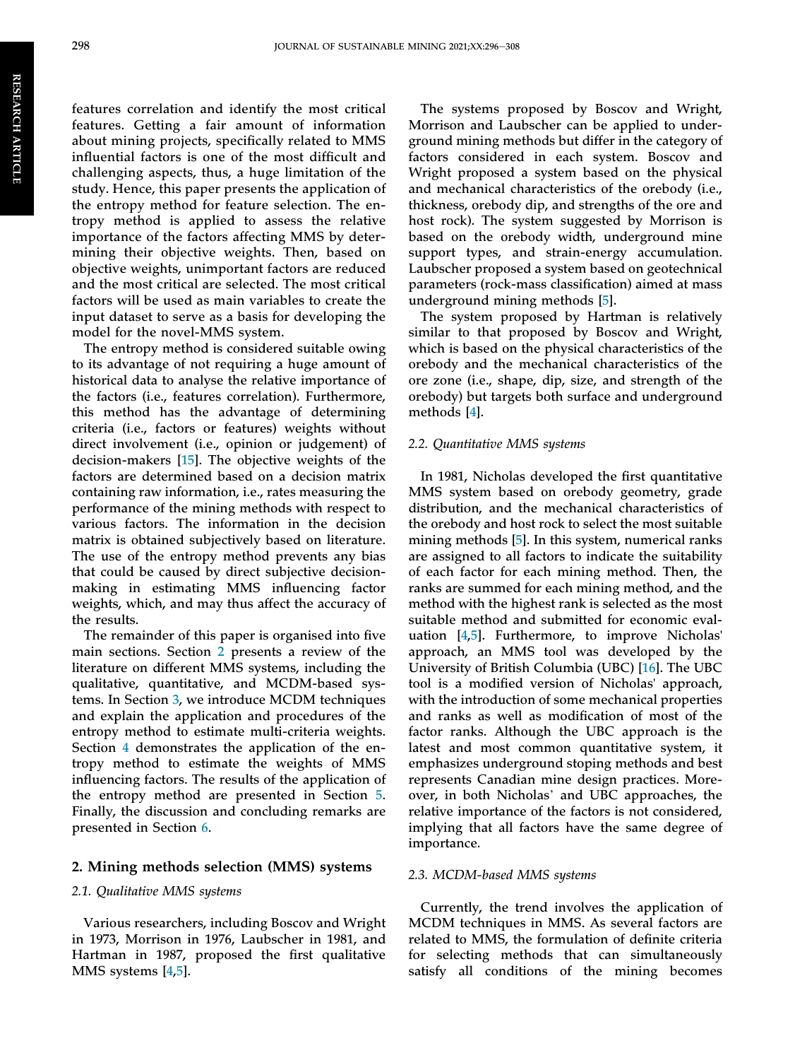features correlation and identify the most critical features. Getting a fair amount of information about mining projects, specifically related to MMS influential factors is one of the most difficult and challenging aspects, thus, a huge limitation of the study. Hence, this paper presents the application of the entropy method for feature selection. The entropy method is applied to assess the relative importance of the factors affecting MMS by determining their objective weights. Then, based on objective weights, unimportant factors are reduced and the most critical are selected. The most critical factors will be used as main variables to create the input dataset to serve as a basis for developing the model for the novel-MMS system.

The entropy method is considered suitable owing to its advantage of not requiring a huge amount of historical data to analyse the relative importance of the factors (i.e., features correlation). Furthermore, this method has the advantage of determining criteria (i.e., factors or features) weights without direct involvement (i.e., opinion or judgement) of decision-makers [15]. The objective weights of the factors are determined based on a decision matrix containing raw information, i.e., rates measuring the performance of the mining methods with respect to various factors. The information in the decision matrix is obtained subjectively based on literature. The use of the entropy method prevents any bias that could be caused by direct subjective decision-making in estimating MMS influencing factor weights, which, and may thus affect the accuracy of the results.

The remainder of this paper is organised into five main sections. Section 2 presents a review of the literature on different MMS systems, including the qualitative, quantitative, and MCDM-based systems. In Section 3, we introduce MCDM techniques and explain the application and procedures of the entropy method to estimate multi-criteria weights. Section 4 demonstrates the application of the entropy method to estimate the weights of MMS influencing factors. The results of the application of the entropy method are presented in Section 5. Finally, the discussion and concluding remarks are presented in Section 6.

## 2. Mining methods selection (MMS) systems

### 2.1. Qualitative MMS systems

Various researchers, including Boscov and Wright in 1973, Morrison in 1976, Laubscher in 1981, and Hartman in 1987, proposed the first qualitative MMS systems [4,5].

The systems proposed by Boscov and Wright, Morrison and Laubscher can be applied to underground mining methods but differ in the category of factors considered in each system. Boscov and Wright proposed a system based on the physical and mechanical characteristics of the orebody (i.e., thickness, orebody dip, and strengths of the ore and host rock). The system suggested by Morrison is based on the orebody width, underground mine support types, and strain-energy accumulation. Laubscher proposed a system based on geotechnical parameters (rock-mass classification) aimed at mass underground mining methods [5].

The system proposed by Hartman is relatively similar to that proposed by Boscov and Wright, which is based on the physical characteristics of the orebody and the mechanical characteristics of the ore zone (i.e., shape, dip, size, and strength of the orebody) but targets both surface and underground methods [4].

### 2.2. Quantitative MMS systems

In 1981, Nicholas developed the first quantitative MMS system based on orebody geometry, grade distribution, and the mechanical characteristics of the orebody and host rock to select the most suitable mining methods [5]. In this system, numerical ranks are assigned to all factors to indicate the suitability of each factor for each mining method. Then, the ranks are summed for each mining method, and the method with the highest rank is selected as the most suitable method and submitted for economic evaluation [4,5]. Furthermore, to improve Nicholas' approach, an MMS tool was developed by the University of British Columbia (UBC) [16]. The UBC tool is a modified version of Nicholas' approach, with the introduction of some mechanical properties and ranks as well as modification of most of the factor ranks. Although the UBC approach is the latest and most common quantitative system, it emphasizes underground stoping methods and best represents Canadian mine design practices. Moreover, in both Nicholas' and UBC approaches, the relative importance of the factors is not considered, implying that all factors have the same degree of importance.

### 2.3. MCDM-based MMS systems

Currently, the trend involves the application of MCDM techniques in MMS. As several factors are related to MMS, the formulation of definite criteria for selecting methods that can simultaneously satisfy all conditions of the mining becomes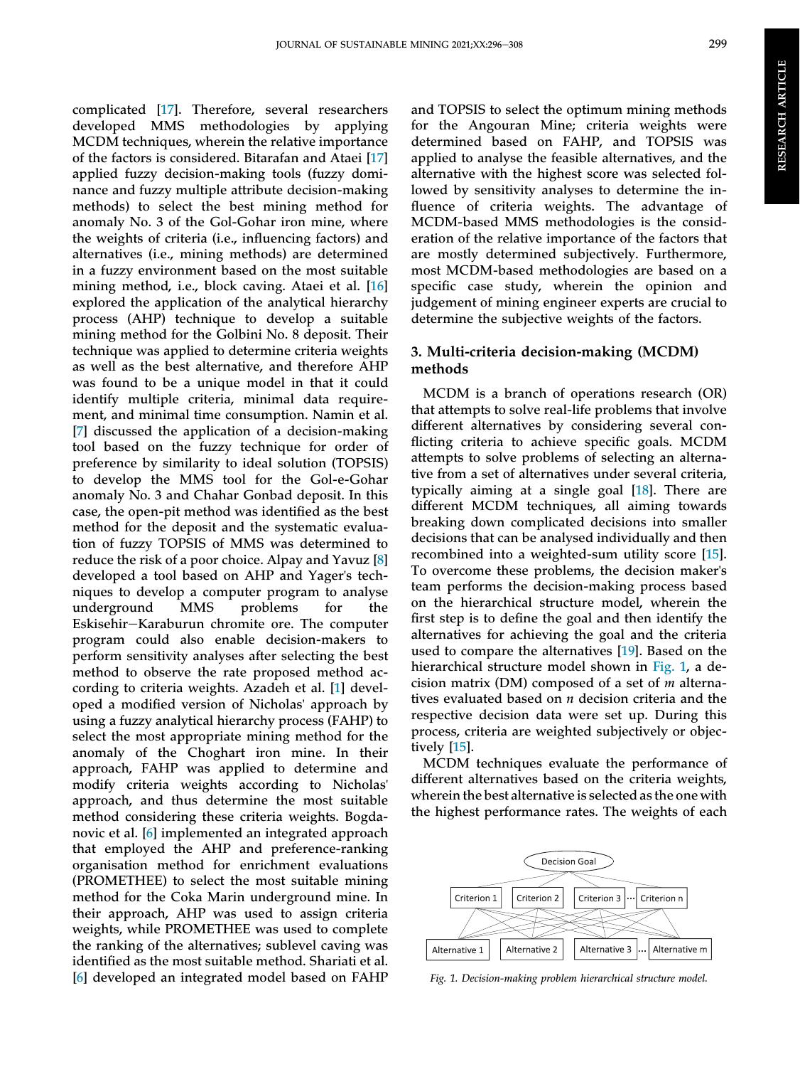complicated [17]. Therefore, several researchers developed MMS methodologies by applying MCDM techniques, wherein the relative importance of the factors is considered. Bitarafan and Ataei [17] applied fuzzy decision-making tools (fuzzy dominance and fuzzy multiple attribute decision-making methods) to select the best mining method for anomaly No. 3 of the Gol-Gohar iron mine, where the weights of criteria (i.e., influencing factors) and alternatives (i.e., mining methods) are determined in a fuzzy environment based on the most suitable mining method, i.e., block caving. Ataei et al. [16] explored the application of the analytical hierarchy process (AHP) technique to develop a suitable mining method for the Golbini No. 8 deposit. Their technique was applied to determine criteria weights as well as the best alternative, and therefore AHP was found to be a unique model in that it could identify multiple criteria, minimal data requirement, and minimal time consumption. Namin et al. [7] discussed the application of a decision-making tool based on the fuzzy technique for order of preference by similarity to ideal solution (TOPSIS) to develop the MMS tool for the Gol-e-Gohar anomaly No. 3 and Chahar Gonbad deposit. In this case, the open-pit method was identified as the best method for the deposit and the systematic evaluation of fuzzy TOPSIS of MMS was determined to reduce the risk of a poor choice. Alpay and Yavuz [8] developed a tool based on AHP and Yager's techniques to develop a computer program to analyse underground MMS problems for the Eskisehir–Karaburun chromite ore. The computer program could also enable decision-makers to perform sensitivity analyses after selecting the best method to observe the rate proposed method according to criteria weights. Azadeh et al. [1] developed a modified version of Nicholas' approach by using a fuzzy analytical hierarchy process (FAHP) to select the most appropriate mining method for the anomaly of the Choghart iron mine. In their approach, FAHP was applied to determine and modify criteria weights according to Nicholas' approach, and thus determine the most suitable method considering these criteria weights. Bogdanovic et al. [6] implemented an integrated approach that employed the AHP and preference-ranking organisation method for enrichment evaluations (PROMETHEE) to select the most suitable mining method for the Coka Marin underground mine. In their approach, AHP was used to assign criteria weights, while PROMETHEE was used to complete the ranking of the alternatives; sublevel caving was identified as the most suitable method. Shariati et al. [6] developed an integrated model based on FAHP and TOPSIS to select the optimum mining methods for the Angouran Mine; criteria weights were determined based on FAHP, and TOPSIS was applied to analyse the feasible alternatives, and the alternative with the highest score was selected followed by sensitivity analyses to determine the influence of criteria weights. The advantage of MCDM-based MMS methodologies is the consideration of the relative importance of the factors that are mostly determined subjectively. Furthermore, most MCDM-based methodologies are based on a specific case study, wherein the opinion and judgement of mining engineer experts are crucial to determine the subjective weights of the factors.

## 3. Multi-criteria decision-making (MCDM) methods

MCDM is a branch of operations research (OR) that attempts to solve real-life problems that involve different alternatives by considering several conflicting criteria to achieve specific goals. MCDM attempts to solve problems of selecting an alternative from a set of alternatives under several criteria, typically aiming at a single goal [18]. There are different MCDM techniques, all aiming towards breaking down complicated decisions into smaller decisions that can be analysed individually and then recombined into a weighted-sum utility score [15]. To overcome these problems, the decision maker's team performs the decision-making process based on the hierarchical structure model, wherein the first step is to define the goal and then identify the alternatives for achieving the goal and the criteria used to compare the alternatives [19]. Based on the hierarchical structure model shown in Fig. 1, a decision matrix (DM) composed of a set of $m$ alternatives evaluated based on $n$ decision criteria and the respective decision data were set up. During this process, criteria are weighted subjectively or objectively [15].

MCDM techniques evaluate the performance of different alternatives based on the criteria weights, wherein the best alternative is selected as the one with the highest performance rates. The weights of each

*Fig. 1. Decision-making problem hierarchical structure model.*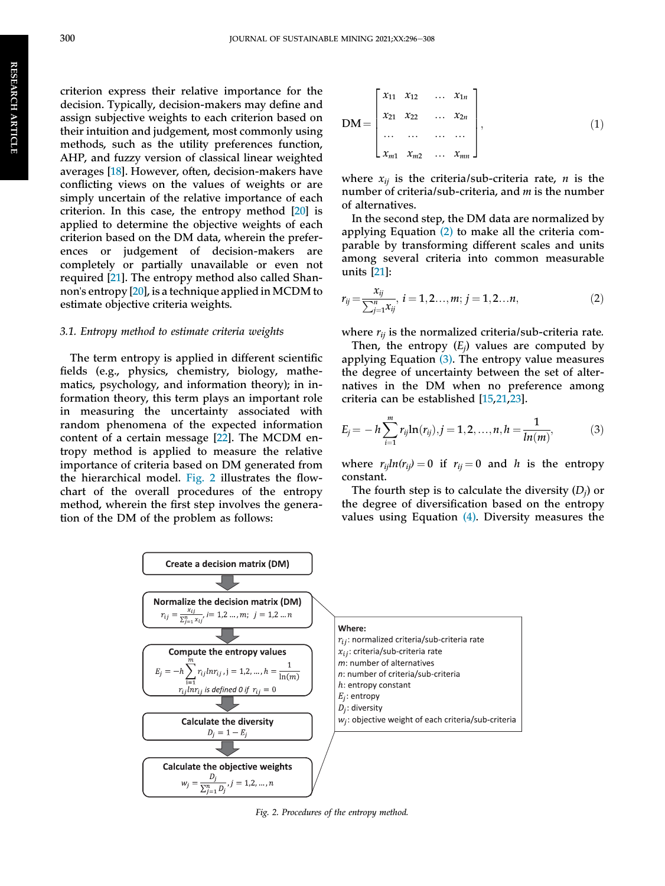criterion express their relative importance for the decision. Typically, decision-makers may define and assign subjective weights to each criterion based on their intuition and judgement, most commonly using methods, such as the utility preferences function, AHP, and fuzzy version of classical linear weighted averages [18]. However, often, decision-makers have conflicting views on the values of weights or are simply uncertain of the relative importance of each criterion. In this case, the entropy method [20] is applied to determine the objective weights of each criterion based on the DM data, wherein the preferences or judgement of decision-makers are completely or partially unavailable or even not required [21]. The entropy method also called Shannon's entropy [20], is a technique applied in MCDM to estimate objective criteria weights.

### 3.1. Entropy method to estimate criteria weights

The term entropy is applied in different scientific fields (e.g., physics, chemistry, biology, mathematics, psychology, and information theory); in information theory, this term plays an important role in measuring the uncertainty associated with random phenomena of the expected information content of a certain message [22]. The MCDM entropy method is applied to measure the relative importance of criteria based on DM generated from the hierarchical model. Fig. 2 illustrates the flowchart of the overall procedures of the entropy method, wherein the first step involves the generation of the DM of the problem as follows:

$$\mathrm{DM} = \begin{bmatrix} x_{11} & x_{12} & \dots & x_{1n} \\ x_{21} & x_{22} & \dots & x_{2n} \\ \dots & \dots & \dots & \dots \\ x_{m1} & x_{m2} & \dots & x_{mn} \end{bmatrix}, \tag{1}$$

where $x_{ij}$ is the criteria/sub-criteria rate, $n$ is the number of criteria/sub-criteria, and $m$ is the number of alternatives.

In the second step, the DM data are normalized by applying Equation (2) to make all the criteria comparable by transforming different scales and units among several criteria into common measurable units [21]:

$$r_{ij} = \frac{x_{ij}}{\sum_{j=1}^{n} x_{ij}},\ i = 1,2\dots,m;\ j = 1,2\dots n, \tag{2}$$

where $r_{ij}$ is the normalized criteria/sub-criteria rate.

Then, the entropy ($E_j$) values are computed by applying Equation (3). The entropy value measures the degree of uncertainty between the set of alternatives in the DM when no preference among criteria can be established [15,21,23].

$$E_j = -h\sum_{i=1}^{m} r_{ij}\ln(r_{ij}),\ j = 1,2,\dots,n,\ h = \frac{1}{\ln(m)}, \tag{3}$$

where $r_{ij}\ln(r_{ij}) = 0$ if $r_{ij} = 0$ and $h$ is the entropy constant.

The fourth step is to calculate the diversity ($D_j$) or the degree of diversification based on the entropy values using Equation (4). Diversity measures the

**Create a decision matrix (DM)**

↓

**Normalize the decision matrix (DM)**
$r_{ij} = \frac{x_{ij}}{\sum_{j=1}^{n} x_{ij}},\ i = 1,2\dots,m;\ j = 1,2\dots n$

↓

**Compute the entropy values**
$E_j = -h\sum_{i=1}^{m} r_{ij}\ln r_{ij},\ j = 1,2,\dots,\ h = \frac{1}{\ln(m)}$
$r_{ij}\ln r_{ij}$ *is defined 0 if* $r_{ij} = 0$

↓

**Calculate the diversity**
$D_j = 1 - E_j$

↓

**Calculate the objective weights**
$w_j = \frac{D_j}{\sum_{j=1}^{n} D_j},\ j = 1,2,\dots,n$

**Where:**
$r_{ij}$: normalized criteria/sub-criteria rate
$x_{ij}$: criteria/sub-criteria rate
$m$: number of alternatives
$n$: number of criteria/sub-criteria
$h$: entropy constant
$E_j$: entropy
$D_j$: diversity
$w_j$: objective weight of each criteria/sub-criteria

*Fig. 2. Procedures of the entropy method.*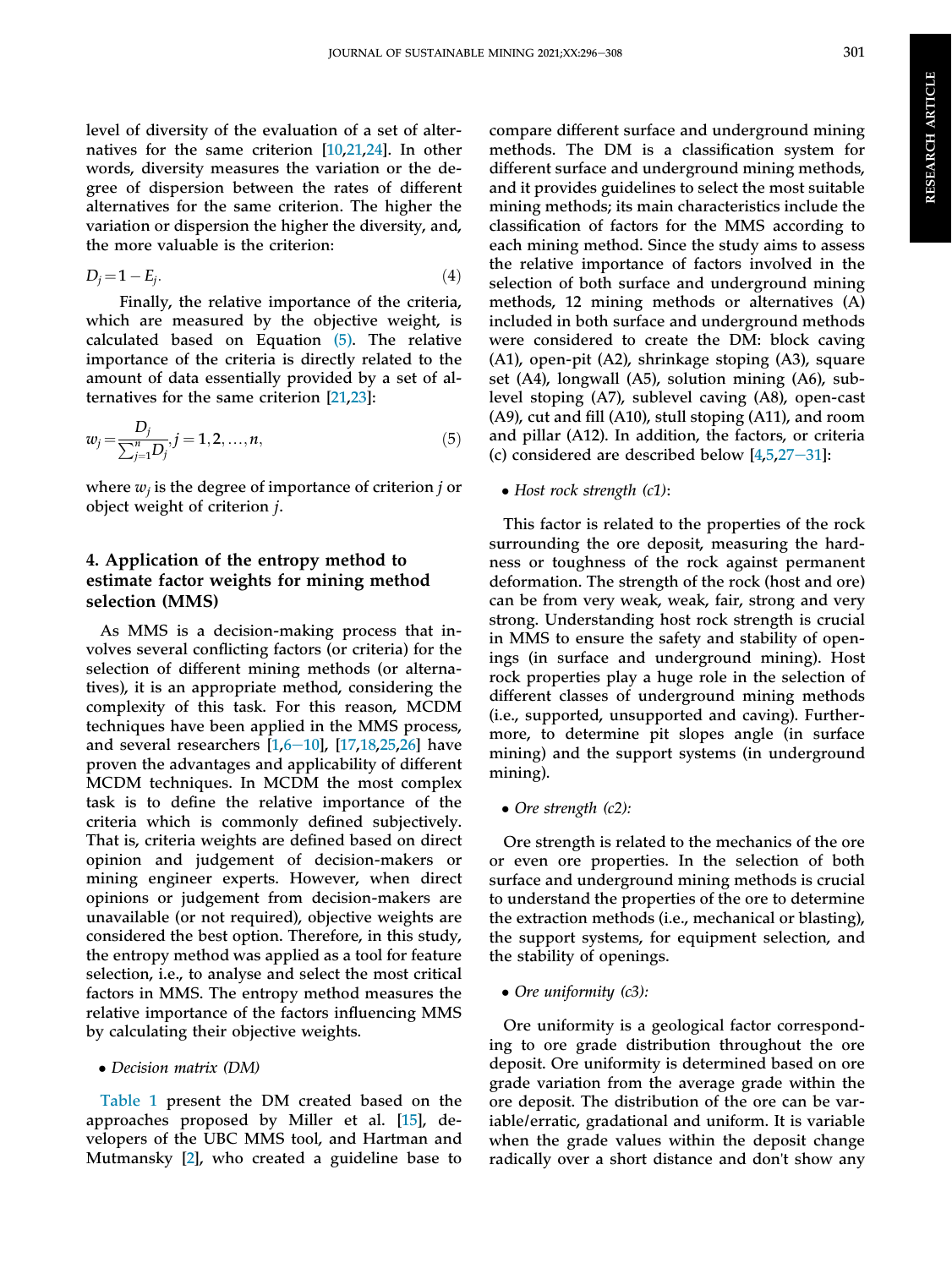level of diversity of the evaluation of a set of alternatives for the same criterion [10,21,24]. In other words, diversity measures the variation or the degree of dispersion between the rates of different alternatives for the same criterion. The higher the variation or dispersion the higher the diversity, and, the more valuable is the criterion:

$$D_j = 1 - E_j. \tag{4}$$

Finally, the relative importance of the criteria, which are measured by the objective weight, is calculated based on Equation (5). The relative importance of the criteria is directly related to the amount of data essentially provided by a set of alternatives for the same criterion [21,23]:

$$w_j = \frac{D_j}{\sum_{j=1}^{n} D_j}, j = 1, 2, \ldots, n, \tag{5}$$

where $w_j$ is the degree of importance of criterion $j$ or object weight of criterion $j$.

## 4. Application of the entropy method to estimate factor weights for mining method selection (MMS)

As MMS is a decision-making process that involves several conflicting factors (or criteria) for the selection of different mining methods (or alternatives), it is an appropriate method, considering the complexity of this task. For this reason, MCDM techniques have been applied in the MMS process, and several researchers [1,6–10], [17,18,25,26] have proven the advantages and applicability of different MCDM techniques. In MCDM the most complex task is to define the relative importance of the criteria which is commonly defined subjectively. That is, criteria weights are defined based on direct opinion and judgement of decision-makers or mining engineer experts. However, when direct opinions or judgement from decision-makers are unavailable (or not required), objective weights are considered the best option. Therefore, in this study, the entropy method was applied as a tool for feature selection, i.e., to analyse and select the most critical factors in MMS. The entropy method measures the relative importance of the factors influencing MMS by calculating their objective weights.

- *Decision matrix (DM)*

Table 1 present the DM created based on the approaches proposed by Miller et al. [15], developers of the UBC MMS tool, and Hartman and Mutmansky [2], who created a guideline base to compare different surface and underground mining methods. The DM is a classification system for different surface and underground mining methods, and it provides guidelines to select the most suitable mining methods; its main characteristics include the classification of factors for the MMS according to each mining method. Since the study aims to assess the relative importance of factors involved in the selection of both surface and underground mining methods, 12 mining methods or alternatives (A) included in both surface and underground methods were considered to create the DM: block caving (A1), open-pit (A2), shrinkage stoping (A3), square set (A4), longwall (A5), solution mining (A6), sublevel stoping (A7), sublevel caving (A8), open-cast (A9), cut and fill (A10), stull stoping (A11), and room and pillar (A12). In addition, the factors, or criteria (c) considered are described below [4,5,27–31]:

- *Host rock strength (c1)*:

This factor is related to the properties of the rock surrounding the ore deposit, measuring the hardness or toughness of the rock against permanent deformation. The strength of the rock (host and ore) can be from very weak, weak, fair, strong and very strong. Understanding host rock strength is crucial in MMS to ensure the safety and stability of openings (in surface and underground mining). Host rock properties play a huge role in the selection of different classes of underground mining methods (i.e., supported, unsupported and caving). Furthermore, to determine pit slopes angle (in surface mining) and the support systems (in underground mining).

- *Ore strength (c2):*

Ore strength is related to the mechanics of the ore or even ore properties. In the selection of both surface and underground mining methods is crucial to understand the properties of the ore to determine the extraction methods (i.e., mechanical or blasting), the support systems, for equipment selection, and the stability of openings.

- *Ore uniformity (c3):*

Ore uniformity is a geological factor corresponding to ore grade distribution throughout the ore deposit. Ore uniformity is determined based on ore grade variation from the average grade within the ore deposit. The distribution of the ore can be variable/erratic, gradational and uniform. It is variable when the grade values within the deposit change radically over a short distance and don't show any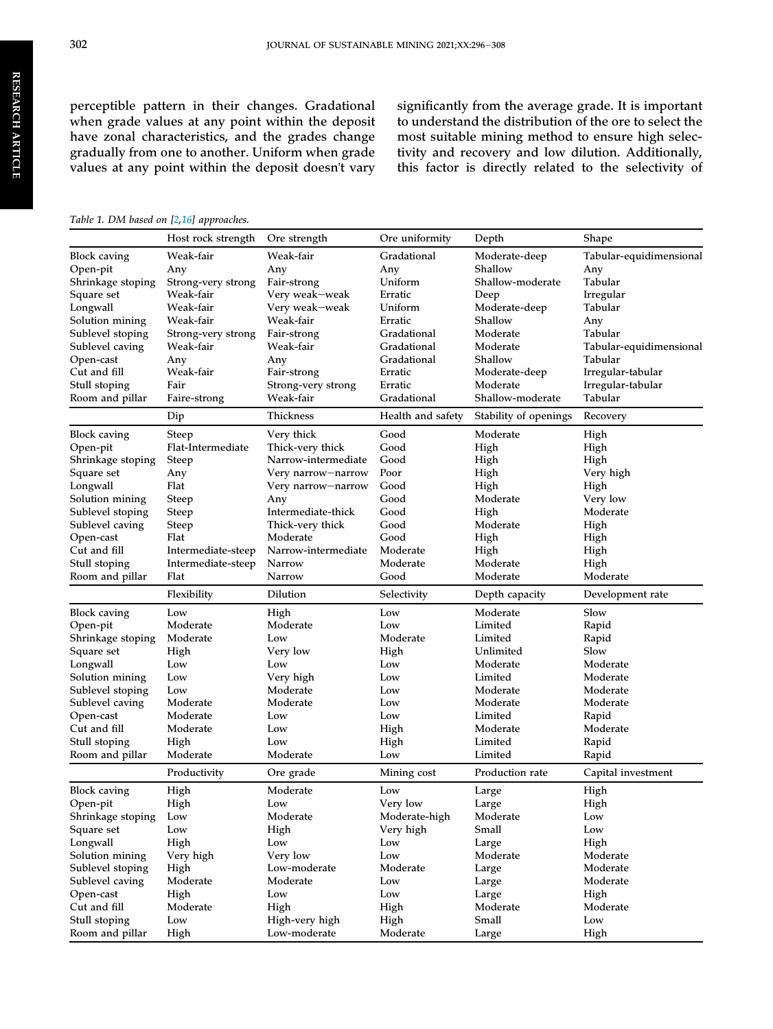perceptible pattern in their changes. Gradational when grade values at any point within the deposit have zonal characteristics, and the grades change gradually from one to another. Uniform when grade values at any point within the deposit doesn't vary significantly from the average grade. It is important to understand the distribution of the ore to select the most suitable mining method to ensure high selectivity and recovery and low dilution. Additionally, this factor is directly related to the selectivity of

*Table 1. DM based on [2,16] approaches.*

| | Host rock strength | Ore strength | Ore uniformity | Depth | Shape |
|---|---|---|---|---|---|
| Block caving | Weak-fair | Weak-fair | Gradational | Moderate-deep | Tabular-equidimensional |
| Open-pit | Any | Any | Any | Shallow | Any |
| Shrinkage stoping | Strong-very strong | Fair-strong | Uniform | Shallow-moderate | Tabular |
| Square set | Weak-fair | Very weak—weak | Erratic | Deep | Irregular |
| Longwall | Weak-fair | Very weak—weak | Uniform | Moderate-deep | Tabular |
| Solution mining | Weak-fair | Weak-fair | Erratic | Shallow | Any |
| Sublevel stoping | Strong-very strong | Fair-strong | Gradational | Moderate | Tabular |
| Sublevel caving | Weak-fair | Weak-fair | Gradational | Moderate | Tabular-equidimensional |
| Open-cast | Any | Any | Gradational | Shallow | Tabular |
| Cut and fill | Weak-fair | Fair-strong | Erratic | Moderate-deep | Irregular-tabular |
| Stull stoping | Fair | Strong-very strong | Erratic | Moderate | Irregular-tabular |
| Room and pillar | Faire-strong | Weak-fair | Gradational | Shallow-moderate | Tabular |
| | **Dip** | **Thickness** | **Health and safety** | **Stability of openings** | **Recovery** |
| Block caving | Steep | Very thick | Good | Moderate | High |
| Open-pit | Flat-Intermediate | Thick-very thick | Good | High | High |
| Shrinkage stoping | Steep | Narrow-intermediate | Good | High | High |
| Square set | Any | Very narrow—narrow | Poor | High | Very high |
| Longwall | Flat | Very narrow—narrow | Good | High | High |
| Solution mining | Steep | Any | Good | Moderate | Very low |
| Sublevel stoping | Steep | Intermediate-thick | Good | High | Moderate |
| Sublevel caving | Steep | Thick-very thick | Good | Moderate | High |
| Open-cast | Flat | Moderate | Good | High | High |
| Cut and fill | Intermediate-steep | Narrow-intermediate | Moderate | High | High |
| Stull stoping | Intermediate-steep | Narrow | Moderate | Moderate | High |
| Room and pillar | Flat | Narrow | Good | Moderate | Moderate |
| | **Flexibility** | **Dilution** | **Selectivity** | **Depth capacity** | **Development rate** |
| Block caving | Low | High | Low | Moderate | Slow |
| Open-pit | Moderate | Moderate | Low | Limited | Rapid |
| Shrinkage stoping | Moderate | Low | Moderate | Limited | Rapid |
| Square set | High | Very low | High | Unlimited | Slow |
| Longwall | Low | Low | Low | Moderate | Moderate |
| Solution mining | Low | Very high | Low | Limited | Moderate |
| Sublevel stoping | Low | Moderate | Low | Moderate | Moderate |
| Sublevel caving | Moderate | Moderate | Low | Moderate | Moderate |
| Open-cast | Moderate | Low | Low | Limited | Rapid |
| Cut and fill | Moderate | Low | High | Moderate | Moderate |
| Stull stoping | High | Low | High | Limited | Rapid |
| Room and pillar | Moderate | Moderate | Low | Limited | Rapid |
| | **Productivity** | **Ore grade** | **Mining cost** | **Production rate** | **Capital investment** |
| Block caving | High | Moderate | Low | Large | High |
| Open-pit | High | Low | Very low | Large | High |
| Shrinkage stoping | Low | Moderate | Moderate-high | Moderate | Low |
| Square set | Low | High | Very high | Small | Low |
| Longwall | High | Low | Low | Large | High |
| Solution mining | Very high | Very low | Low | Moderate | Moderate |
| Sublevel stoping | High | Low-moderate | Moderate | Large | Moderate |
| Sublevel caving | Moderate | Moderate | Low | Large | Moderate |
| Open-cast | High | Low | Low | Large | High |
| Cut and fill | Moderate | High | High | Moderate | Moderate |
| Stull stoping | Low | High-very high | High | Small | Low |
| Room and pillar | High | Low-moderate | Moderate | Large | High |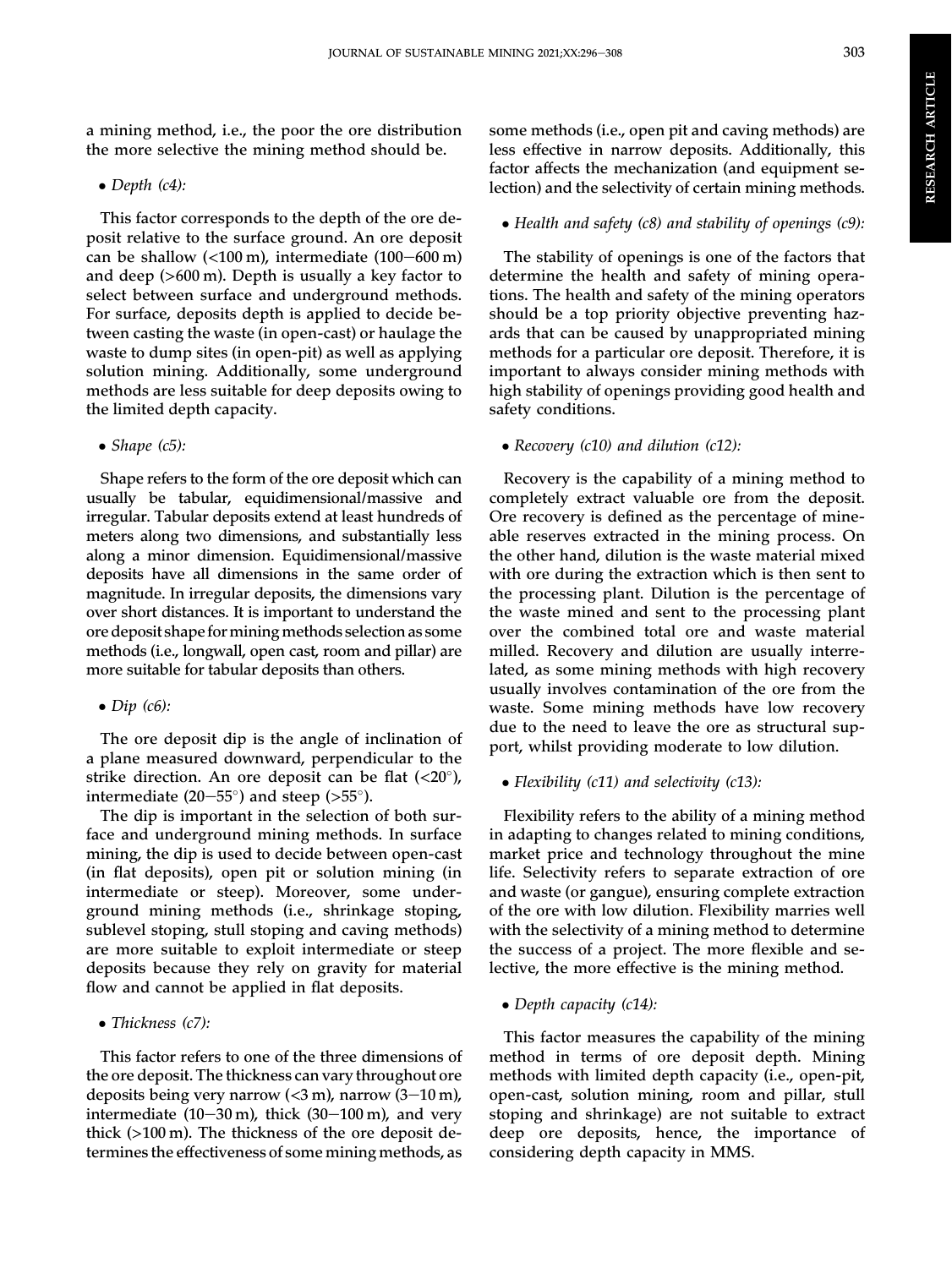a mining method, i.e., the poor the ore distribution the more selective the mining method should be.

- *Depth (c4):*

This factor corresponds to the depth of the ore deposit relative to the surface ground. An ore deposit can be shallow (<100 m), intermediate (100–600 m) and deep (>600 m). Depth is usually a key factor to select between surface and underground methods. For surface, deposits depth is applied to decide between casting the waste (in open-cast) or haulage the waste to dump sites (in open-pit) as well as applying solution mining. Additionally, some underground methods are less suitable for deep deposits owing to the limited depth capacity.

- *Shape (c5):*

Shape refers to the form of the ore deposit which can usually be tabular, equidimensional/massive and irregular. Tabular deposits extend at least hundreds of meters along two dimensions, and substantially less along a minor dimension. Equidimensional/massive deposits have all dimensions in the same order of magnitude. In irregular deposits, the dimensions vary over short distances. It is important to understand the ore deposit shape for mining methods selection as some methods (i.e., longwall, open cast, room and pillar) are more suitable for tabular deposits than others.

- *Dip (c6):*

The ore deposit dip is the angle of inclination of a plane measured downward, perpendicular to the strike direction. An ore deposit can be flat (<20°), intermediate (20–55°) and steep (>55°).

The dip is important in the selection of both surface and underground mining methods. In surface mining, the dip is used to decide between open-cast (in flat deposits), open pit or solution mining (in intermediate or steep). Moreover, some underground mining methods (i.e., shrinkage stoping, sublevel stoping, stull stoping and caving methods) are more suitable to exploit intermediate or steep deposits because they rely on gravity for material flow and cannot be applied in flat deposits.

- *Thickness (c7):*

This factor refers to one of the three dimensions of the ore deposit. The thickness can vary throughout ore deposits being very narrow (<3 m), narrow (3–10 m), intermediate (10–30 m), thick (30–100 m), and very thick (>100 m). The thickness of the ore deposit determines the effectiveness of some mining methods, as some methods (i.e., open pit and caving methods) are less effective in narrow deposits. Additionally, this factor affects the mechanization (and equipment selection) and the selectivity of certain mining methods.

- *Health and safety (c8) and stability of openings (c9):*

The stability of openings is one of the factors that determine the health and safety of mining operations. The health and safety of the mining operators should be a top priority objective preventing hazards that can be caused by unappropriated mining methods for a particular ore deposit. Therefore, it is important to always consider mining methods with high stability of openings providing good health and safety conditions.

- *Recovery (c10) and dilution (c12):*

Recovery is the capability of a mining method to completely extract valuable ore from the deposit. Ore recovery is defined as the percentage of mineable reserves extracted in the mining process. On the other hand, dilution is the waste material mixed with ore during the extraction which is then sent to the processing plant. Dilution is the percentage of the waste mined and sent to the processing plant over the combined total ore and waste material milled. Recovery and dilution are usually interrelated, as some mining methods with high recovery usually involves contamination of the ore from the waste. Some mining methods have low recovery due to the need to leave the ore as structural support, whilst providing moderate to low dilution.

- *Flexibility (c11) and selectivity (c13):*

Flexibility refers to the ability of a mining method in adapting to changes related to mining conditions, market price and technology throughout the mine life. Selectivity refers to separate extraction of ore and waste (or gangue), ensuring complete extraction of the ore with low dilution. Flexibility marries well with the selectivity of a mining method to determine the success of a project. The more flexible and selective, the more effective is the mining method.

- *Depth capacity (c14):*

This factor measures the capability of the mining method in terms of ore deposit depth. Mining methods with limited depth capacity (i.e., open-pit, open-cast, solution mining, room and pillar, stull stoping and shrinkage) are not suitable to extract deep ore deposits, hence, the importance of considering depth capacity in MMS.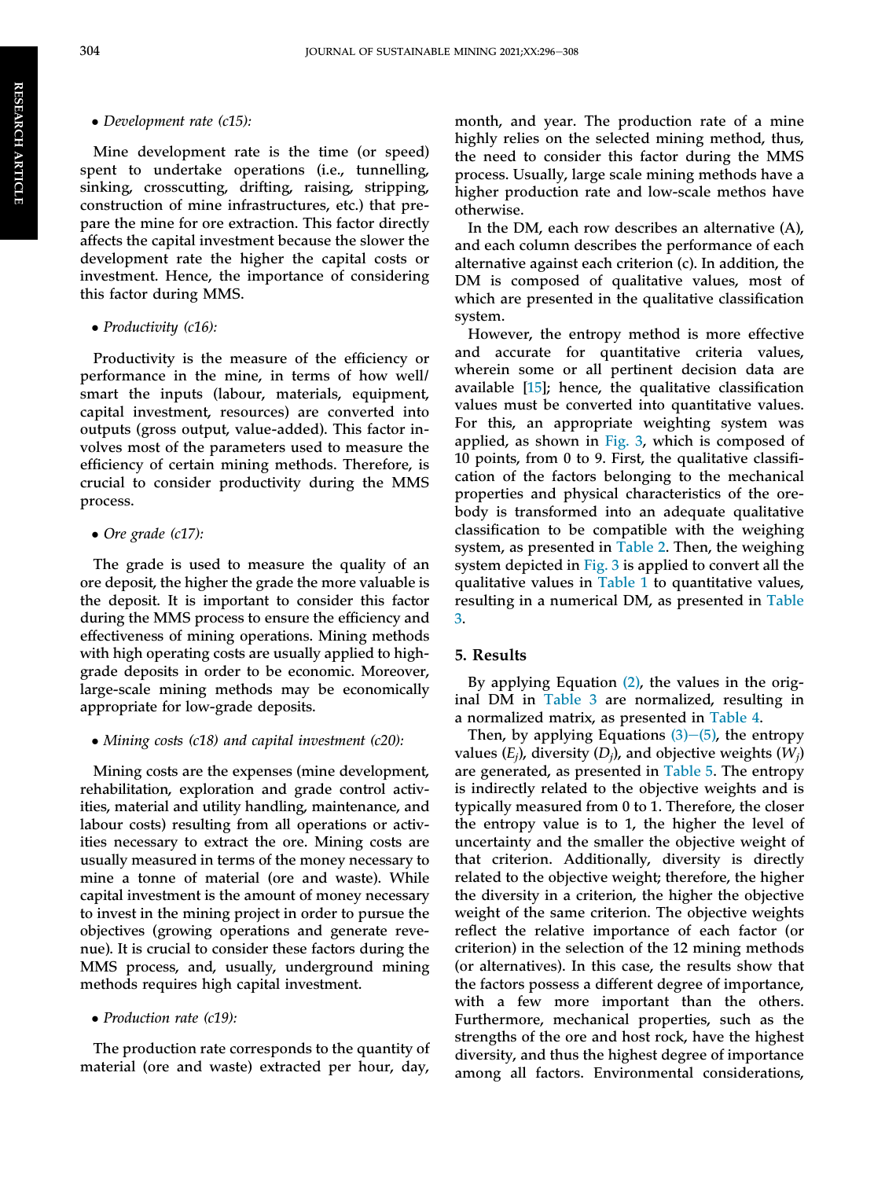- *Development rate (c15):*

Mine development rate is the time (or speed) spent to undertake operations (i.e., tunnelling, sinking, crosscutting, drifting, raising, stripping, construction of mine infrastructures, etc.) that prepare the mine for ore extraction. This factor directly affects the capital investment because the slower the development rate the higher the capital costs or investment. Hence, the importance of considering this factor during MMS.

- *Productivity (c16):*

Productivity is the measure of the efficiency or performance in the mine, in terms of how well/ smart the inputs (labour, materials, equipment, capital investment, resources) are converted into outputs (gross output, value-added). This factor involves most of the parameters used to measure the efficiency of certain mining methods. Therefore, is crucial to consider productivity during the MMS process.

- *Ore grade (c17):*

The grade is used to measure the quality of an ore deposit, the higher the grade the more valuable is the deposit. It is important to consider this factor during the MMS process to ensure the efficiency and effectiveness of mining operations. Mining methods with high operating costs are usually applied to high-grade deposits in order to be economic. Moreover, large-scale mining methods may be economically appropriate for low-grade deposits.

- *Mining costs (c18) and capital investment (c20):*

Mining costs are the expenses (mine development, rehabilitation, exploration and grade control activities, material and utility handling, maintenance, and labour costs) resulting from all operations or activities necessary to extract the ore. Mining costs are usually measured in terms of the money necessary to mine a tonne of material (ore and waste). While capital investment is the amount of money necessary to invest in the mining project in order to pursue the objectives (growing operations and generate revenue). It is crucial to consider these factors during the MMS process, and, usually, underground mining methods requires high capital investment.

- *Production rate (c19):*

The production rate corresponds to the quantity of material (ore and waste) extracted per hour, day, month, and year. The production rate of a mine highly relies on the selected mining method, thus, the need to consider this factor during the MMS process. Usually, large scale mining methods have a higher production rate and low-scale methos have otherwise.

In the DM, each row describes an alternative (A), and each column describes the performance of each alternative against each criterion (c). In addition, the DM is composed of qualitative values, most of which are presented in the qualitative classification system.

However, the entropy method is more effective and accurate for quantitative criteria values, wherein some or all pertinent decision data are available [15]; hence, the qualitative classification values must be converted into quantitative values. For this, an appropriate weighting system was applied, as shown in Fig. 3, which is composed of 10 points, from 0 to 9. First, the qualitative classification of the factors belonging to the mechanical properties and physical characteristics of the orebody is transformed into an adequate qualitative classification to be compatible with the weighing system, as presented in Table 2. Then, the weighing system depicted in Fig. 3 is applied to convert all the qualitative values in Table 1 to quantitative values, resulting in a numerical DM, as presented in Table 3.

## 5. Results

By applying Equation (2), the values in the original DM in Table 3 are normalized, resulting in a normalized matrix, as presented in Table 4.

Then, by applying Equations (3)–(5), the entropy values ($E_j$), diversity ($D_j$), and objective weights ($W_j$) are generated, as presented in Table 5. The entropy is indirectly related to the objective weights and is typically measured from 0 to 1. Therefore, the closer the entropy value is to 1, the higher the level of uncertainty and the smaller the objective weight of that criterion. Additionally, diversity is directly related to the objective weight; therefore, the higher the diversity in a criterion, the higher the objective weight of the same criterion. The objective weights reflect the relative importance of each factor (or criterion) in the selection of the 12 mining methods (or alternatives). In this case, the results show that the factors possess a different degree of importance, with a few more important than the others. Furthermore, mechanical properties, such as the strengths of the ore and host rock, have the highest diversity, and thus the highest degree of importance among all factors. Environmental considerations,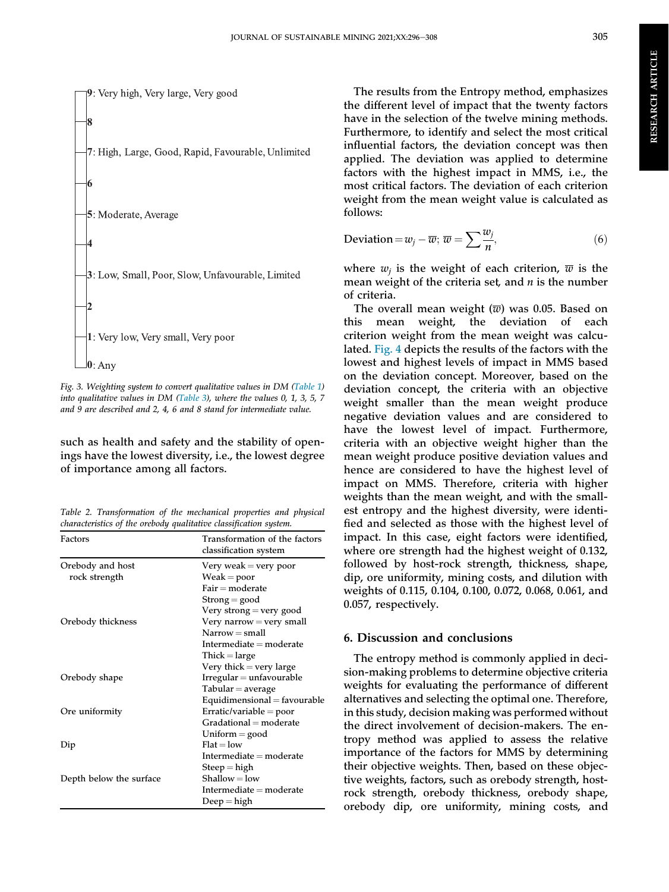9: Very high, Very large, Very good

8

7: High, Large, Good, Rapid, Favourable, Unlimited

6

5: Moderate, Average

4

3: Low, Small, Poor, Slow, Unfavourable, Limited

2

1: Very low, Very small, Very poor

0: Any

*Fig. 3. Weighting system to convert qualitative values in DM (Table 1) into qualitative values in DM (Table 3), where the values 0, 1, 3, 5, 7 and 9 are described and 2, 4, 6 and 8 stand for intermediate value.*

such as health and safety and the stability of openings have the lowest diversity, i.e., the lowest degree of importance among all factors.

*Table 2. Transformation of the mechanical properties and physical characteristics of the orebody qualitative classification system.*

| Factors | Transformation of the factors classification system |
|---|---|
| Orebody and host rock strength | Very weak = very poor |
| | Weak = poor |
| | Fair = moderate |
| | Strong = good |
| | Very strong = very good |
| Orebody thickness | Very narrow = very small |
| | Narrow = small |
| | Intermediate = moderate |
| | Thick = large |
| | Very thick = very large |
| Orebody shape | Irregular = unfavourable |
| | Tabular = average |
| | Equidimensional = favourable |
| Ore uniformity | Erratic/variable = poor |
| | Gradational = moderate |
| | Uniform = good |
| Dip | Flat = low |
| | Intermediate = moderate |
| | Steep = high |
| Depth below the surface | Shallow = low |
| | Intermediate = moderate |
| | Deep = high |

The results from the Entropy method, emphasizes the different level of impact that the twenty factors have in the selection of the twelve mining methods. Furthermore, to identify and select the most critical influential factors, the deviation concept was then applied. The deviation was applied to determine factors with the highest impact in MMS, i.e., the most critical factors. The deviation of each criterion weight from the mean weight value is calculated as follows:

$$\text{Deviation} = w_j - \overline{w};\ \overline{w} = \sum \frac{w_j}{n}, \tag{6}$$

where $w_j$ is the weight of each criterion, $\overline{w}$ is the mean weight of the criteria set, and $n$ is the number of criteria.

The overall mean weight ($\overline{w}$) was 0.05. Based on this mean weight, the deviation of each criterion weight from the mean weight was calculated. Fig. 4 depicts the results of the factors with the lowest and highest levels of impact in MMS based on the deviation concept. Moreover, based on the deviation concept, the criteria with an objective weight smaller than the mean weight produce negative deviation values and are considered to have the lowest level of impact. Furthermore, criteria with an objective weight higher than the mean weight produce positive deviation values and hence are considered to have the highest level of impact on MMS. Therefore, criteria with higher weights than the mean weight, and with the smallest entropy and the highest diversity, were identified and selected as those with the highest level of impact. In this case, eight factors were identified, where ore strength had the highest weight of 0.132, followed by host-rock strength, thickness, shape, dip, ore uniformity, mining costs, and dilution with weights of 0.115, 0.104, 0.100, 0.072, 0.068, 0.061, and 0.057, respectively.

## 6. Discussion and conclusions

The entropy method is commonly applied in decision-making problems to determine objective criteria weights for evaluating the performance of different alternatives and selecting the optimal one. Therefore, in this study, decision making was performed without the direct involvement of decision-makers. The entropy method was applied to assess the relative importance of the factors for MMS by determining their objective weights. Then, based on these objective weights, factors, such as orebody strength, host-rock strength, orebody thickness, orebody shape, orebody dip, ore uniformity, mining costs, and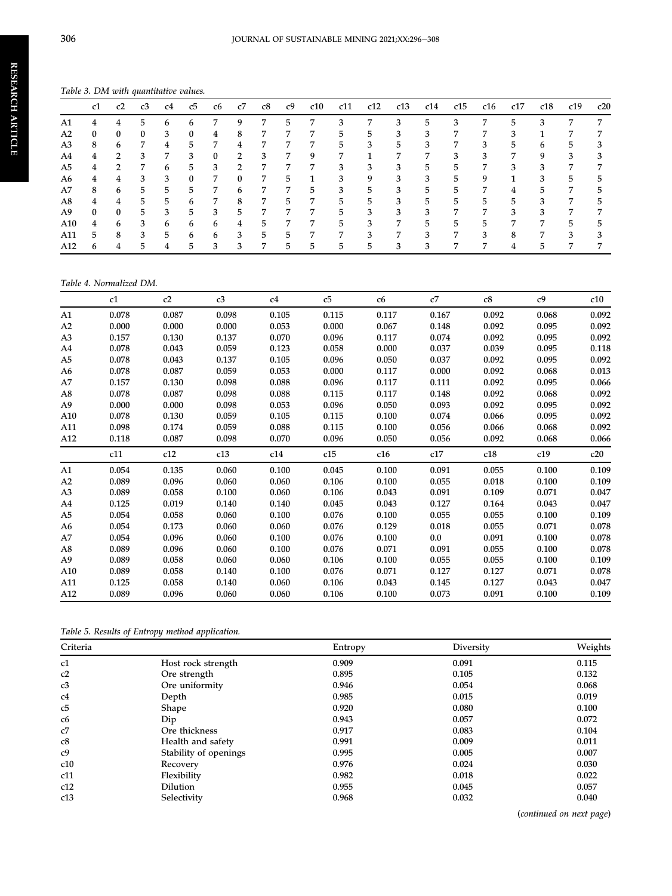Table 3. DM with quantitative values.

| | c1 | c2 | c3 | c4 | c5 | c6 | c7 | c8 | c9 | c10 | c11 | c12 | c13 | c14 | c15 | c16 | c17 | c18 | c19 | c20 |
|---|---|---|---|---|---|---|---|---|---|---|---|---|---|---|---|---|---|---|---|---|
| A1 | 4 | 4 | 5 | 6 | 6 | 7 | 9 | 7 | 5 | 7 | 3 | 7 | 3 | 5 | 3 | 7 | 5 | 3 | 7 | 7 |
| A2 | 0 | 0 | 0 | 3 | 0 | 4 | 8 | 7 | 7 | 7 | 5 | 5 | 3 | 3 | 7 | 7 | 3 | 1 | 7 | 7 |
| A3 | 8 | 6 | 7 | 4 | 5 | 7 | 4 | 7 | 7 | 7 | 5 | 3 | 5 | 3 | 7 | 3 | 5 | 6 | 5 | 3 |
| A4 | 4 | 2 | 3 | 7 | 3 | 0 | 2 | 3 | 7 | 9 | 7 | 1 | 7 | 7 | 3 | 3 | 7 | 9 | 3 | 3 |
| A5 | 4 | 2 | 7 | 6 | 5 | 3 | 2 | 7 | 7 | 7 | 3 | 3 | 3 | 5 | 5 | 7 | 3 | 3 | 7 | 7 |
| A6 | 4 | 4 | 3 | 3 | 0 | 7 | 0 | 7 | 5 | 1 | 3 | 9 | 3 | 3 | 5 | 9 | 1 | 3 | 5 | 5 |
| A7 | 8 | 6 | 5 | 5 | 5 | 7 | 6 | 7 | 7 | 5 | 3 | 5 | 3 | 5 | 5 | 7 | 4 | 5 | 7 | 5 |
| A8 | 4 | 4 | 5 | 5 | 6 | 7 | 8 | 7 | 5 | 7 | 5 | 5 | 3 | 5 | 5 | 5 | 5 | 3 | 7 | 5 |
| A9 | 0 | 0 | 5 | 3 | 5 | 3 | 5 | 7 | 7 | 7 | 5 | 3 | 3 | 3 | 7 | 7 | 3 | 3 | 7 | 7 |
| A10 | 4 | 6 | 3 | 6 | 6 | 6 | 4 | 5 | 7 | 7 | 5 | 3 | 7 | 5 | 5 | 5 | 7 | 7 | 5 | 5 |
| A11 | 5 | 8 | 3 | 5 | 6 | 6 | 3 | 5 | 5 | 7 | 7 | 3 | 7 | 3 | 7 | 3 | 8 | 7 | 3 | 3 |
| A12 | 6 | 4 | 5 | 4 | 5 | 3 | 3 | 7 | 5 | 5 | 5 | 5 | 3 | 3 | 7 | 7 | 4 | 5 | 7 | 7 |

Table 4. Normalized DM.

| | c1 | c2 | c3 | c4 | c5 | c6 | c7 | c8 | c9 | c10 |
|---|---|---|---|---|---|---|---|---|---|---|
| A1 | 0.078 | 0.087 | 0.098 | 0.105 | 0.115 | 0.117 | 0.167 | 0.092 | 0.068 | 0.092 |
| A2 | 0.000 | 0.000 | 0.000 | 0.053 | 0.000 | 0.067 | 0.148 | 0.092 | 0.095 | 0.092 |
| A3 | 0.157 | 0.130 | 0.137 | 0.070 | 0.096 | 0.117 | 0.074 | 0.092 | 0.095 | 0.092 |
| A4 | 0.078 | 0.043 | 0.059 | 0.123 | 0.058 | 0.000 | 0.037 | 0.039 | 0.095 | 0.118 |
| A5 | 0.078 | 0.043 | 0.137 | 0.105 | 0.096 | 0.050 | 0.037 | 0.092 | 0.095 | 0.092 |
| A6 | 0.078 | 0.087 | 0.059 | 0.053 | 0.000 | 0.117 | 0.000 | 0.092 | 0.068 | 0.013 |
| A7 | 0.157 | 0.130 | 0.098 | 0.088 | 0.096 | 0.117 | 0.111 | 0.092 | 0.095 | 0.066 |
| A8 | 0.078 | 0.087 | 0.098 | 0.088 | 0.115 | 0.117 | 0.148 | 0.092 | 0.068 | 0.092 |
| A9 | 0.000 | 0.000 | 0.098 | 0.053 | 0.096 | 0.050 | 0.093 | 0.092 | 0.095 | 0.092 |
| A10 | 0.078 | 0.130 | 0.059 | 0.105 | 0.115 | 0.100 | 0.074 | 0.066 | 0.095 | 0.092 |
| A11 | 0.098 | 0.174 | 0.059 | 0.088 | 0.115 | 0.100 | 0.056 | 0.066 | 0.068 | 0.092 |
| A12 | 0.118 | 0.087 | 0.098 | 0.070 | 0.096 | 0.050 | 0.056 | 0.092 | 0.068 | 0.066 |
| | **c11** | **c12** | **c13** | **c14** | **c15** | **c16** | **c17** | **c18** | **c19** | **c20** |
| A1 | 0.054 | 0.135 | 0.060 | 0.100 | 0.045 | 0.100 | 0.091 | 0.055 | 0.100 | 0.109 |
| A2 | 0.089 | 0.096 | 0.060 | 0.060 | 0.106 | 0.100 | 0.055 | 0.018 | 0.100 | 0.109 |
| A3 | 0.089 | 0.058 | 0.100 | 0.060 | 0.106 | 0.043 | 0.091 | 0.109 | 0.071 | 0.047 |
| A4 | 0.125 | 0.019 | 0.140 | 0.140 | 0.045 | 0.043 | 0.127 | 0.164 | 0.043 | 0.047 |
| A5 | 0.054 | 0.058 | 0.060 | 0.100 | 0.076 | 0.100 | 0.055 | 0.055 | 0.100 | 0.109 |
| A6 | 0.054 | 0.173 | 0.060 | 0.060 | 0.076 | 0.129 | 0.018 | 0.055 | 0.071 | 0.078 |
| A7 | 0.054 | 0.096 | 0.060 | 0.100 | 0.076 | 0.100 | 0.0 | 0.091 | 0.100 | 0.078 |
| A8 | 0.089 | 0.096 | 0.060 | 0.100 | 0.076 | 0.071 | 0.091 | 0.055 | 0.100 | 0.078 |
| A9 | 0.089 | 0.058 | 0.060 | 0.060 | 0.106 | 0.100 | 0.055 | 0.055 | 0.100 | 0.109 |
| A10 | 0.089 | 0.058 | 0.140 | 0.100 | 0.076 | 0.071 | 0.127 | 0.127 | 0.071 | 0.078 |
| A11 | 0.125 | 0.058 | 0.140 | 0.060 | 0.106 | 0.043 | 0.145 | 0.127 | 0.043 | 0.047 |
| A12 | 0.089 | 0.096 | 0.060 | 0.060 | 0.106 | 0.100 | 0.073 | 0.091 | 0.100 | 0.109 |

Table 5. Results of Entropy method application.

| Criteria | | Entropy | Diversity | Weights |
|---|---|---|---|---|
| c1 | Host rock strength | 0.909 | 0.091 | 0.115 |
| c2 | Ore strength | 0.895 | 0.105 | 0.132 |
| c3 | Ore uniformity | 0.946 | 0.054 | 0.068 |
| c4 | Depth | 0.985 | 0.015 | 0.019 |
| c5 | Shape | 0.920 | 0.080 | 0.100 |
| c6 | Dip | 0.943 | 0.057 | 0.072 |
| c7 | Ore thickness | 0.917 | 0.083 | 0.104 |
| c8 | Health and safety | 0.991 | 0.009 | 0.011 |
| c9 | Stability of openings | 0.995 | 0.005 | 0.007 |
| c10 | Recovery | 0.976 | 0.024 | 0.030 |
| c11 | Flexibility | 0.982 | 0.018 | 0.022 |
| c12 | Dilution | 0.955 | 0.045 | 0.057 |
| c13 | Selectivity | 0.968 | 0.032 | 0.040 |

(*continued on next page*)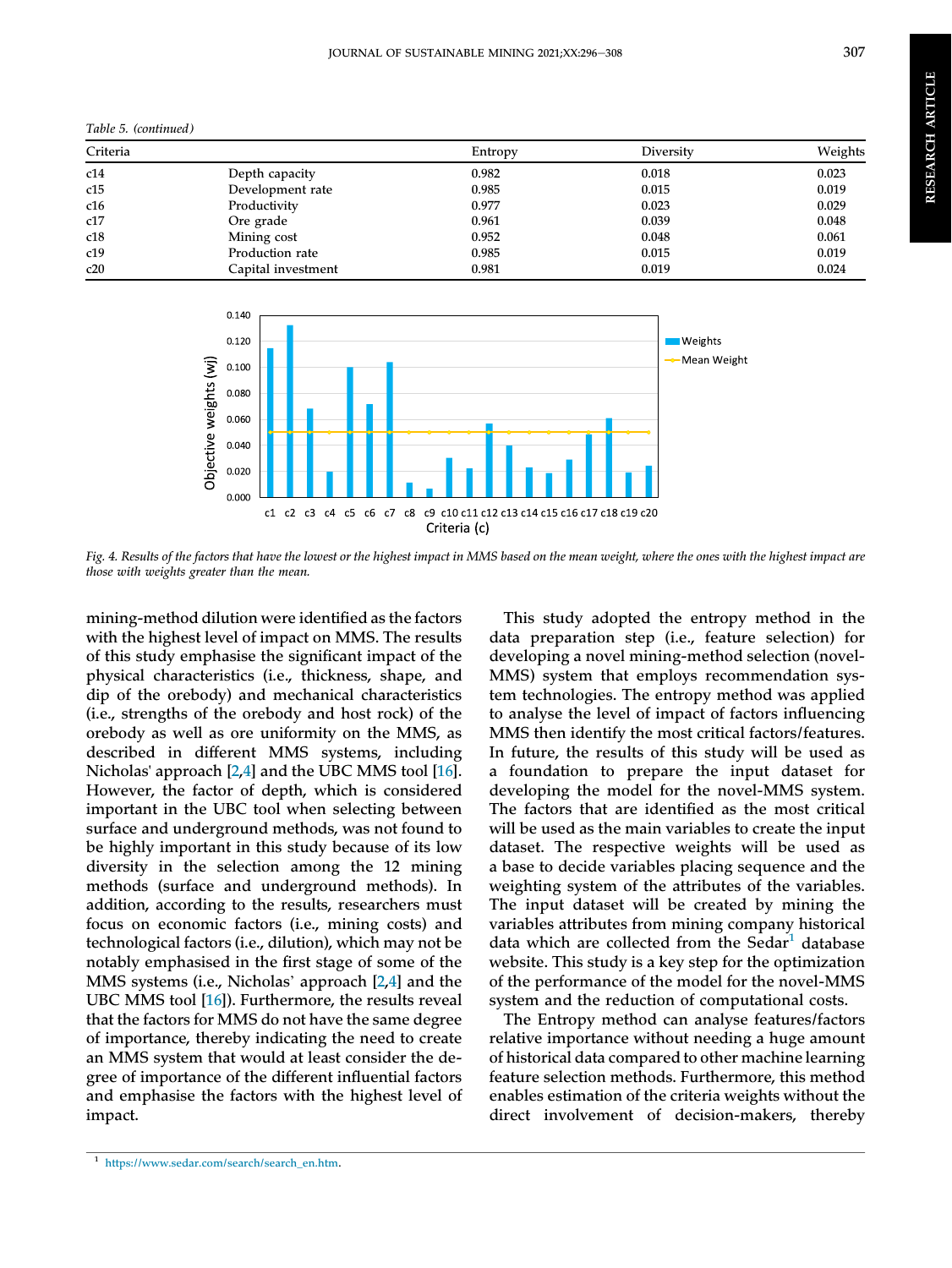*Table 5. (continued)*

| Criteria | | Entropy | Diversity | Weights |
|---|---|---|---|---|
| c14 | Depth capacity | 0.982 | 0.018 | 0.023 |
| c15 | Development rate | 0.985 | 0.015 | 0.019 |
| c16 | Productivity | 0.977 | 0.023 | 0.029 |
| c17 | Ore grade | 0.961 | 0.039 | 0.048 |
| c18 | Mining cost | 0.952 | 0.048 | 0.061 |
| c19 | Production rate | 0.985 | 0.015 | 0.019 |
| c20 | Capital investment | 0.981 | 0.019 | 0.024 |

*Fig. 4. Results of the factors that have the lowest or the highest impact in MMS based on the mean weight, where the ones with the highest impact are those with weights greater than the mean.*

mining-method dilution were identified as the factors with the highest level of impact on MMS. The results of this study emphasise the significant impact of the physical characteristics (i.e., thickness, shape, and dip of the orebody) and mechanical characteristics (i.e., strengths of the orebody and host rock) of the orebody as well as ore uniformity on the MMS, as described in different MMS systems, including Nicholas' approach [2,4] and the UBC MMS tool [16]. However, the factor of depth, which is considered important in the UBC tool when selecting between surface and underground methods, was not found to be highly important in this study because of its low diversity in the selection among the 12 mining methods (surface and underground methods). In addition, according to the results, researchers must focus on economic factors (i.e., mining costs) and technological factors (i.e., dilution), which may not be notably emphasised in the first stage of some of the MMS systems (i.e., Nicholas' approach [2,4] and the UBC MMS tool [16]). Furthermore, the results reveal that the factors for MMS do not have the same degree of importance, thereby indicating the need to create an MMS system that would at least consider the degree of importance of the different influential factors and emphasise the factors with the highest level of impact.

This study adopted the entropy method in the data preparation step (i.e., feature selection) for developing a novel mining-method selection (novel-MMS) system that employs recommendation system technologies. The entropy method was applied to analyse the level of impact of factors influencing MMS then identify the most critical factors/features. In future, the results of this study will be used as a foundation to prepare the input dataset for developing the model for the novel-MMS system. The factors that are identified as the most critical will be used as the main variables to create the input dataset. The respective weights will be used as a base to decide variables placing sequence and the weighting system of the attributes of the variables. The input dataset will be created by mining the variables attributes from mining company historical data which are collected from the Sedar[1] database website. This study is a key step for the optimization of the performance of the model for the novel-MMS system and the reduction of computational costs.

The Entropy method can analyse features/factors relative importance without needing a huge amount of historical data compared to other machine learning feature selection methods. Furthermore, this method enables estimation of the criteria weights without the direct involvement of decision-makers, thereby

[1] https://www.sedar.com/search/search_en.htm.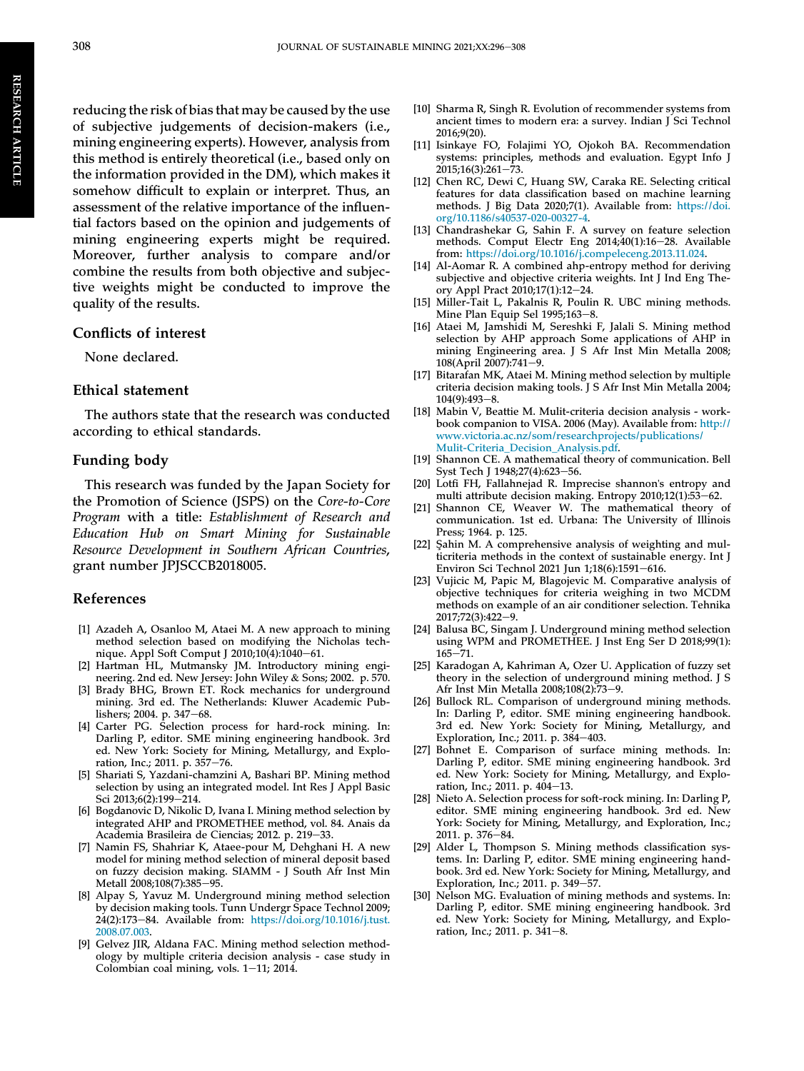reducing the risk of bias that may be caused by the use of subjective judgements of decision-makers (i.e., mining engineering experts). However, analysis from this method is entirely theoretical (i.e., based only on the information provided in the DM), which makes it somehow difficult to explain or interpret. Thus, an assessment of the relative importance of the influential factors based on the opinion and judgements of mining engineering experts might be required. Moreover, further analysis to compare and/or combine the results from both objective and subjective weights might be conducted to improve the quality of the results.

## Conflicts of interest

None declared.

## Ethical statement

The authors state that the research was conducted according to ethical standards.

## Funding body

This research was funded by the Japan Society for the Promotion of Science (JSPS) on the *Core-to-Core Program* with a title: *Establishment of Research and Education Hub on Smart Mining for Sustainable Resource Development in Southern African Countries*, grant number JPJSCCB2018005.

## References

[1] Azadeh A, Osanloo M, Ataei M. A new approach to mining method selection based on modifying the Nicholas technique. Appl Soft Comput J 2010;10(4):1040−61.

[2] Hartman HL, Mutmansky JM. Introductory mining engineering. 2nd ed. New Jersey: John Wiley & Sons; 2002. p. 570.

[3] Brady BHG, Brown ET. Rock mechanics for underground mining. 3rd ed. The Netherlands: Kluwer Academic Publishers; 2004. p. 347−68.

[4] Carter PG. Selection process for hard-rock mining. In: Darling P, editor. SME mining engineering handbook. 3rd ed. New York: Society for Mining, Metallurgy, and Exploration, Inc.; 2011. p. 357−76.

[5] Shariati S, Yazdani-chamzini A, Bashari BP. Mining method selection by using an integrated model. Int Res J Appl Basic Sci 2013;6(2):199−214.

[6] Bogdanovic D, Nikolic D, Ivana I. Mining method selection by integrated AHP and PROMETHEE method, vol. 84. Anais da Academia Brasileira de Ciencias; 2012. p. 219−33.

[7] Namin FS, Shahriar K, Ataee-pour M, Dehghani H. A new model for mining method selection of mineral deposit based on fuzzy decision making. SIAMM - J South Afr Inst Min Metall 2008;108(7):385−95.

[8] Alpay S, Yavuz M. Underground mining method selection by decision making tools. Tunn Undergr Space Technol 2009; 24(2):173−84. Available from: https://doi.org/10.1016/j.tust.2008.07.003.

[9] Gelvez JIR, Aldana FAC. Mining method selection methodology by multiple criteria decision analysis - case study in Colombian coal mining, vols. 1−11; 2014.

[10] Sharma R, Singh R. Evolution of recommender systems from ancient times to modern era: a survey. Indian J Sci Technol 2016;9(20).

[11] Isinkaye FO, Folajimi YO, Ojokoh BA. Recommendation systems: principles, methods and evaluation. Egypt Info J 2015;16(3):261−73.

[12] Chen RC, Dewi C, Huang SW, Caraka RE. Selecting critical features for data classification based on machine learning methods. J Big Data 2020;7(1). Available from: https://doi.org/10.1186/s40537-020-00327-4.

[13] Chandrashekar G, Sahin F. A survey on feature selection methods. Comput Electr Eng 2014;40(1):16−28. Available from: https://doi.org/10.1016/j.compeleceng.2013.11.024.

[14] Al-Aomar R. A combined ahp-entropy method for deriving subjective and objective criteria weights. Int J Ind Eng Theory Appl Pract 2010;17(1):12−24.

[15] Miller-Tait L, Pakalnis R, Poulin R. UBC mining methods. Mine Plan Equip Sel 1995;163−8.

[16] Ataei M, Jamshidi M, Sereshki F, Jalali S. Mining method selection by AHP approach Some applications of AHP in mining Engineering area. J S Afr Inst Min Metalla 2008; 108(April 2007):741−9.

[17] Bitarafan MK, Ataei M. Mining method selection by multiple criteria decision making tools. J S Afr Inst Min Metalla 2004; 104(9):493−8.

[18] Mabin V, Beattie M. Mulit-criteria decision analysis - workbook companion to VISA. 2006 (May). Available from: http://www.victoria.ac.nz/som/researchprojects/publications/Mulit-Criteria_Decision_Analysis.pdf.

[19] Shannon CE. A mathematical theory of communication. Bell Syst Tech J 1948;27(4):623−56.

[20] Lotfi FH, Fallahnejad R. Imprecise shannon's entropy and multi attribute decision making. Entropy 2010;12(1):53−62.

[21] Shannon CE, Weaver W. The mathematical theory of communication. 1st ed. Urbana: The University of Illinois Press; 1964. p. 125.

[22] Şahin M. A comprehensive analysis of weighting and multicriteria methods in the context of sustainable energy. Int J Environ Sci Technol 2021 Jun 1;18(6):1591−616.

[23] Vujicic M, Papic M, Blagojevic M. Comparative analysis of objective techniques for criteria weighing in two MCDM methods on example of an air conditioner selection. Tehnika 2017;72(3):422−9.

[24] Balusa BC, Singam J. Underground mining method selection using WPM and PROMETHEE. J Inst Eng Ser D 2018;99(1): 165−71.

[25] Karadogan A, Kahriman A, Ozer U. Application of fuzzy set theory in the selection of underground mining method. J S Afr Inst Min Metalla 2008;108(2):73−9.

[26] Bullock RL. Comparison of underground mining methods. In: Darling P, editor. SME mining engineering handbook. 3rd ed. New York: Society for Mining, Metallurgy, and Exploration, Inc.; 2011. p. 384−403.

[27] Bohnet E. Comparison of surface mining methods. In: Darling P, editor. SME mining engineering handbook. 3rd ed. New York: Society for Mining, Metallurgy, and Exploration, Inc.; 2011. p. 404−13.

[28] Nieto A. Selection process for soft-rock mining. In: Darling P, editor. SME mining engineering handbook. 3rd ed. New York: Society for Mining, Metallurgy, and Exploration, Inc.; 2011. p. 376−84.

[29] Alder L, Thompson S. Mining methods classification systems. In: Darling P, editor. SME mining engineering handbook. 3rd ed. New York: Society for Mining, Metallurgy, and Exploration, Inc.; 2011. p. 349−57.

[30] Nelson MG. Evaluation of mining methods and systems. In: Darling P, editor. SME mining engineering handbook. 3rd ed. New York: Society for Mining, Metallurgy, and Exploration, Inc.; 2011. p. 341−8.